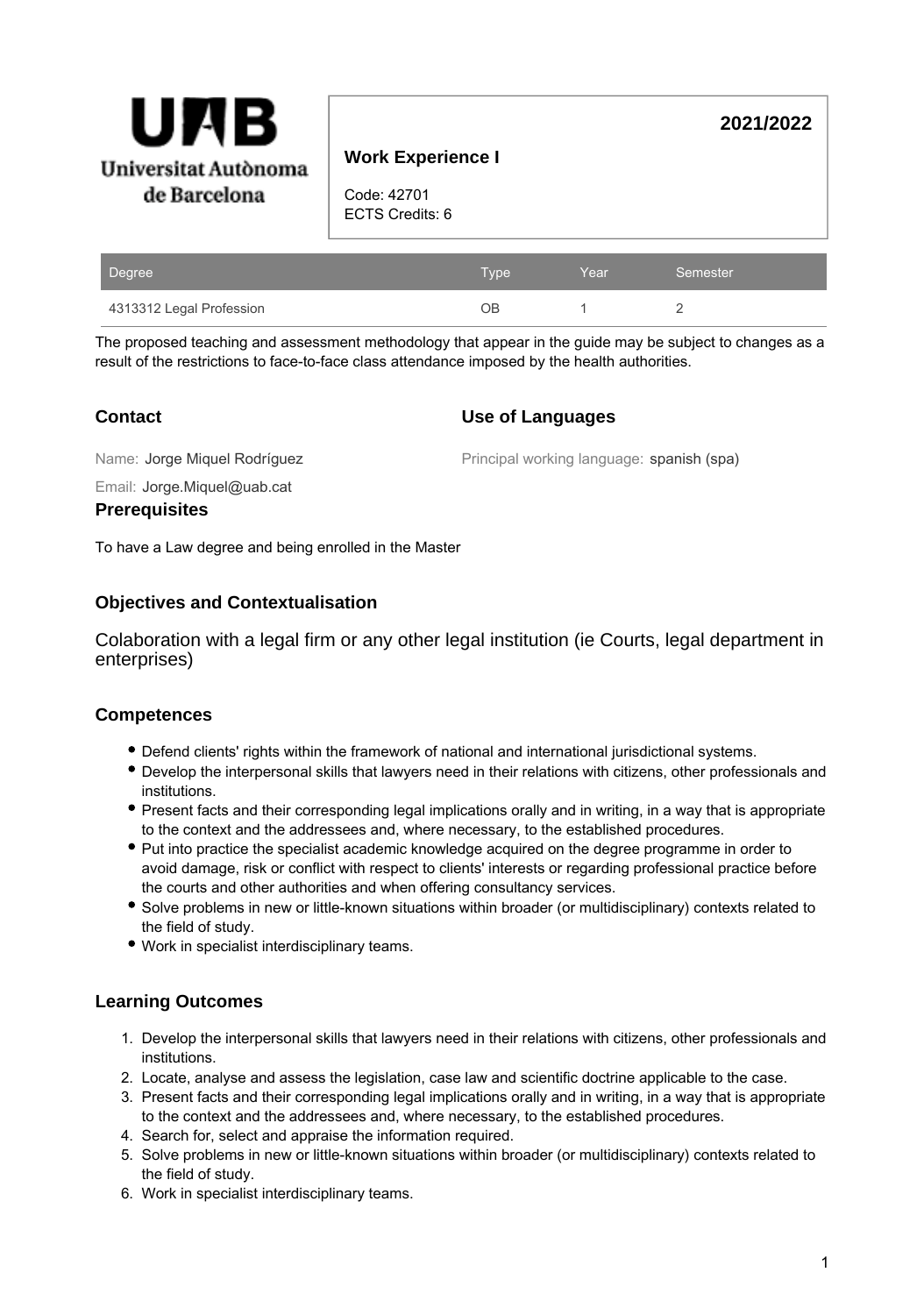Universitat Autònoma de Barcelona

# Work Experience I

**2021/2022**

Code: 42701
ECTS Credits: 6

| Degree | Type | Year | Semester |
| --- | --- | --- | --- |
| 4313312 Legal Profession | OB | 1 | 2 |

The proposed teaching and assessment methodology that appear in the guide may be subject to changes as a result of the restrictions to face-to-face class attendance imposed by the health authorities.

## Contact

Name: Jorge Miquel Rodríguez

Email: Jorge.Miquel@uab.cat

## Use of Languages

Principal working language: spanish (spa)

## Prerequisites

To have a Law degree and being enrolled in the Master

## Objectives and Contextualisation

Colaboration with a legal firm or any other legal institution (ie Courts, legal department in enterprises)

## Competences

- Defend clients' rights within the framework of national and international jurisdictional systems.
- Develop the interpersonal skills that lawyers need in their relations with citizens, other professionals and institutions.
- Present facts and their corresponding legal implications orally and in writing, in a way that is appropriate to the context and the addressees and, where necessary, to the established procedures.
- Put into practice the specialist academic knowledge acquired on the degree programme in order to avoid damage, risk or conflict with respect to clients' interests or regarding professional practice before the courts and other authorities and when offering consultancy services.
- Solve problems in new or little-known situations within broader (or multidisciplinary) contexts related to the field of study.
- Work in specialist interdisciplinary teams.

## Learning Outcomes

1. Develop the interpersonal skills that lawyers need in their relations with citizens, other professionals and institutions.
2. Locate, analyse and assess the legislation, case law and scientific doctrine applicable to the case.
3. Present facts and their corresponding legal implications orally and in writing, in a way that is appropriate to the context and the addressees and, where necessary, to the established procedures.
4. Search for, select and appraise the information required.
5. Solve problems in new or little-known situations within broader (or multidisciplinary) contexts related to the field of study.
6. Work in specialist interdisciplinary teams.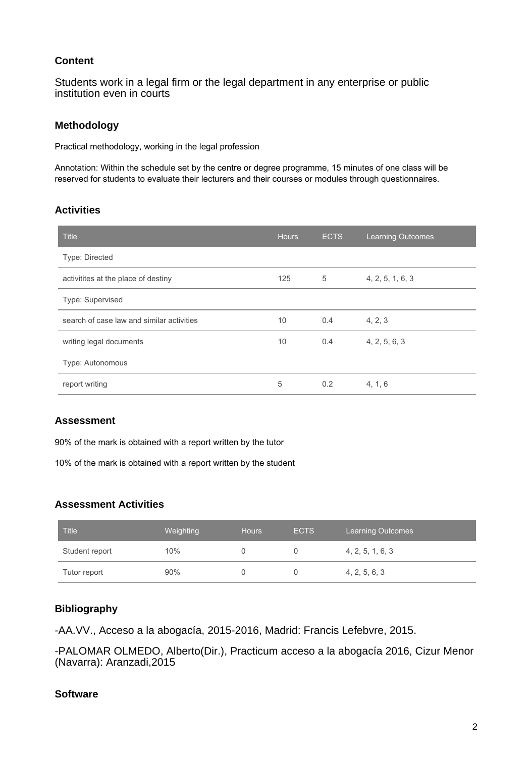### Content

Students work in a legal firm or the legal department in any enterprise or public institution even in courts

### Methodology

Practical methodology, working in the legal profession

Annotation: Within the schedule set by the centre or degree programme, 15 minutes of one class will be reserved for students to evaluate their lecturers and their courses or modules through questionnaires.

### Activities

| Title | Hours | ECTS | Learning Outcomes |
| --- | --- | --- | --- |
| Type: Directed | | | |
| activitites at the place of destiny | 125 | 5 | 4, 2, 5, 1, 6, 3 |
| Type: Supervised | | | |
| search of case law and similar activities | 10 | 0.4 | 4, 2, 3 |
| writing legal documents | 10 | 0.4 | 4, 2, 5, 6, 3 |
| Type: Autonomous | | | |
| report writing | 5 | 0.2 | 4, 1, 6 |

### Assessment

90% of the mark is obtained with a report written by the tutor

10% of the mark is obtained with a report written by the student

### Assessment Activities

| Title | Weighting | Hours | ECTS | Learning Outcomes |
| --- | --- | --- | --- | --- |
| Student report | 10% | 0 | 0 | 4, 2, 5, 1, 6, 3 |
| Tutor report | 90% | 0 | 0 | 4, 2, 5, 6, 3 |

### Bibliography

-AA.VV., Acceso a la abogacía, 2015-2016, Madrid: Francis Lefebvre, 2015.

-PALOMAR OLMEDO, Alberto(Dir.), Practicum acceso a la abogacía 2016, Cizur Menor (Navarra): Aranzadi,2015

### Software